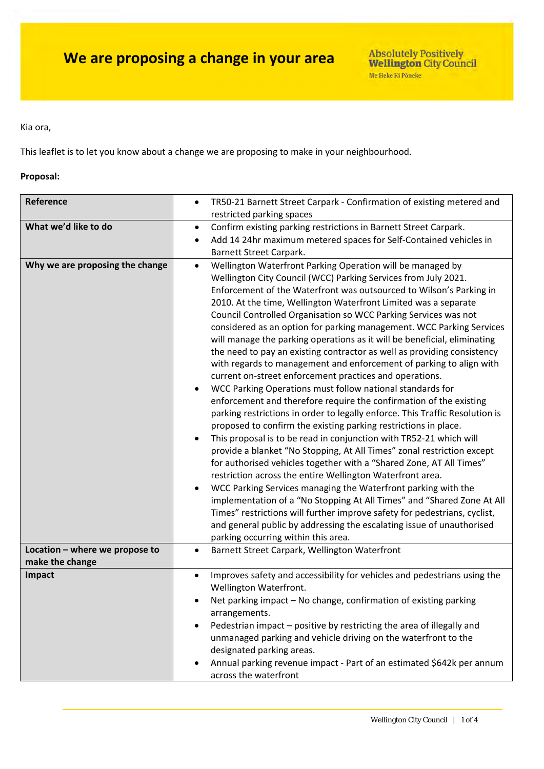# We are proposing a change in your area

Absolutely Positively **Wellington** City Council
Me Heke Ki Pōneke

Kia ora,

This leaflet is to let you know about a change we are proposing to make in your neighbourhood.

**Proposal:**

| **Reference** | • TR50-21 Barnett Street Carpark - Confirmation of existing metered and restricted parking spaces |
|---|---|
| **What we'd like to do** | • Confirm existing parking restrictions in Barnett Street Carpark.<br>• Add 14 24hr maximum metered spaces for Self-Contained vehicles in Barnett Street Carpark. |
| **Why we are proposing the change** | • Wellington Waterfront Parking Operation will be managed by Wellington City Council (WCC) Parking Services from July 2021. Enforcement of the Waterfront was outsourced to Wilson's Parking in 2010. At the time, Wellington Waterfront Limited was a separate Council Controlled Organisation so WCC Parking Services was not considered as an option for parking management. WCC Parking Services will manage the parking operations as it will be beneficial, eliminating the need to pay an existing contractor as well as providing consistency with regards to management and enforcement of parking to align with current on-street enforcement practices and operations.<br>• WCC Parking Operations must follow national standards for enforcement and therefore require the confirmation of the existing parking restrictions in order to legally enforce. This Traffic Resolution is proposed to confirm the existing parking restrictions in place.<br>• This proposal is to be read in conjunction with TR52-21 which will provide a blanket "No Stopping, At All Times" zonal restriction except for authorised vehicles together with a "Shared Zone, AT All Times" restriction across the entire Wellington Waterfront area.<br>• WCC Parking Services managing the Waterfront parking with the implementation of a "No Stopping At All Times" and "Shared Zone At All Times" restrictions will further improve safety for pedestrians, cyclist, and general public by addressing the escalating issue of unauthorised parking occurring within this area. |
| **Location – where we propose to make the change** | • Barnett Street Carpark, Wellington Waterfront |
| **Impact** | • Improves safety and accessibility for vehicles and pedestrians using the Wellington Waterfront.<br>• Net parking impact – No change, confirmation of existing parking arrangements.<br>• Pedestrian impact – positive by restricting the area of illegally and unmanaged parking and vehicle driving on the waterfront to the designated parking areas.<br>• Annual parking revenue impact - Part of an estimated $642k per annum across the waterfront |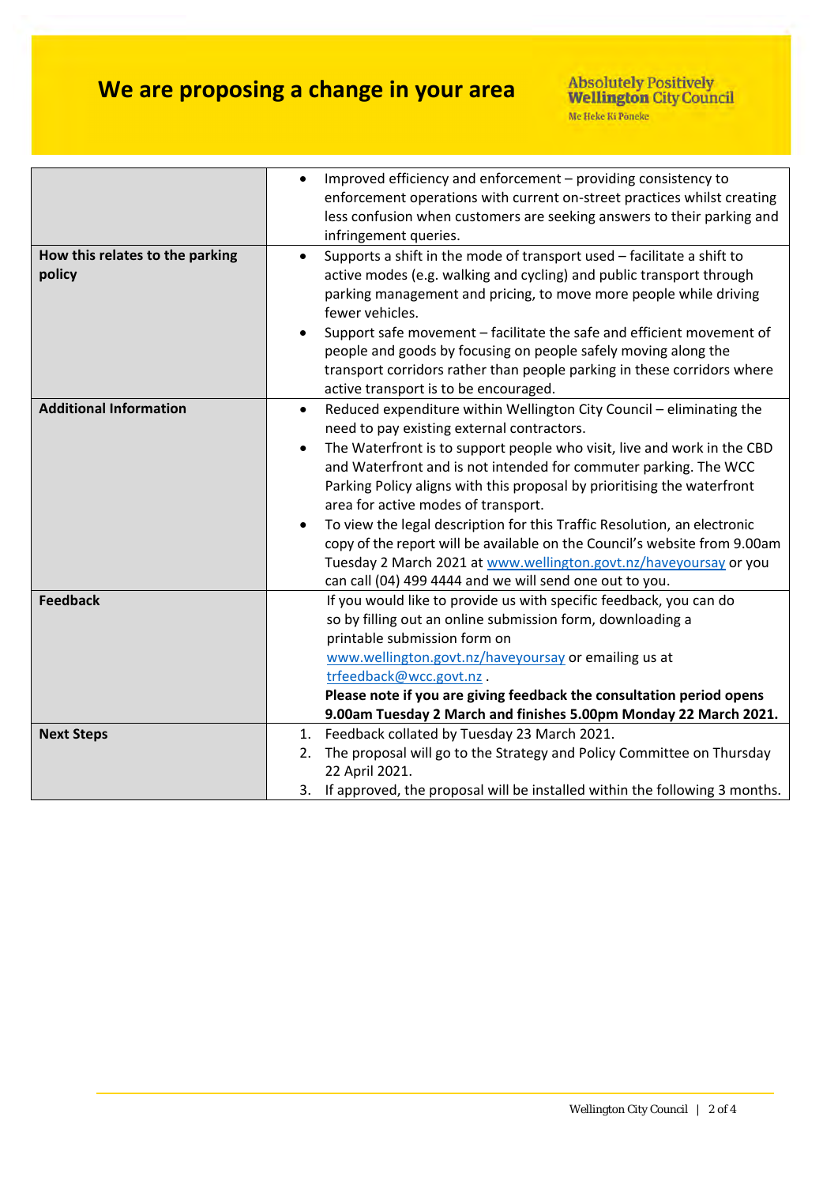# We are proposing a change in your area

| | |
|---|---|
| | • Improved efficiency and enforcement – providing consistency to enforcement operations with current on-street practices whilst creating less confusion when customers are seeking answers to their parking and infringement queries. |
| **How this relates to the parking policy** | • Supports a shift in the mode of transport used – facilitate a shift to active modes (e.g. walking and cycling) and public transport through parking management and pricing, to move more people while driving fewer vehicles.<br>• Support safe movement – facilitate the safe and efficient movement of people and goods by focusing on people safely moving along the transport corridors rather than people parking in these corridors where active transport is to be encouraged. |
| **Additional Information** | • Reduced expenditure within Wellington City Council – eliminating the need to pay existing external contractors.<br>• The Waterfront is to support people who visit, live and work in the CBD and Waterfront and is not intended for commuter parking. The WCC Parking Policy aligns with this proposal by prioritising the waterfront area for active modes of transport.<br>• To view the legal description for this Traffic Resolution, an electronic copy of the report will be available on the Council's website from 9.00am Tuesday 2 March 2021 at www.wellington.govt.nz/haveyoursay or you can call (04) 499 4444 and we will send one out to you. |
| **Feedback** | If you would like to provide us with specific feedback, you can do so by filling out an online submission form, downloading a printable submission form on www.wellington.govt.nz/haveyoursay or emailing us at trfeedback@wcc.govt.nz .<br>**Please note if you are giving feedback the consultation period opens 9.00am Tuesday 2 March and finishes 5.00pm Monday 22 March 2021.** |
| **Next Steps** | 1. Feedback collated by Tuesday 23 March 2021.<br>2. The proposal will go to the Strategy and Policy Committee on Thursday 22 April 2021.<br>3. If approved, the proposal will be installed within the following 3 months. |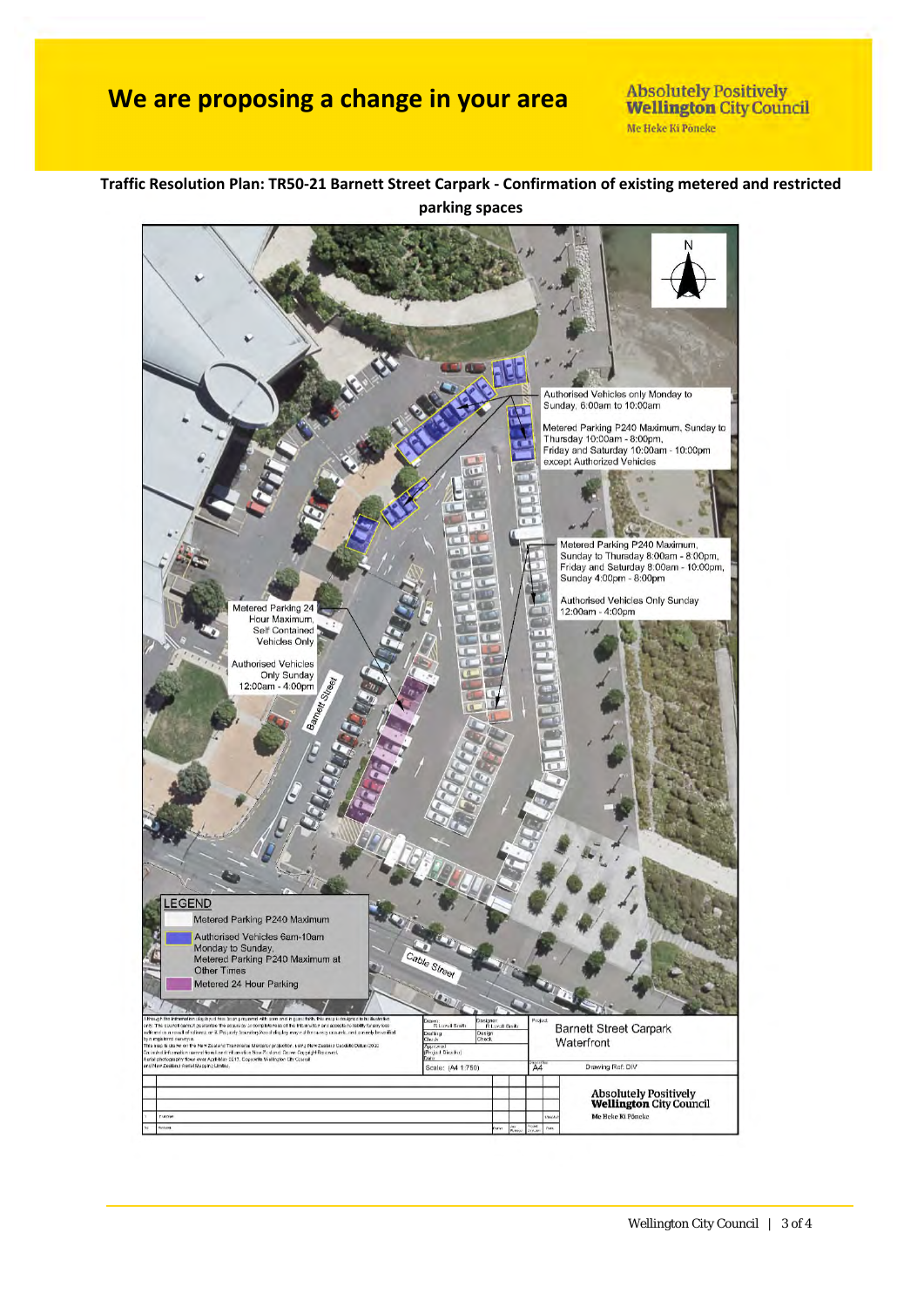# We are proposing a change in your area

Absolutely Positively **Wellington** City Council
Me Heke Ki Pōneke

**Traffic Resolution Plan: TR50-21 Barnett Street Carpark - Confirmation of existing metered and restricted parking spaces**

N

Authorised Vehicles only Monday to Sunday, 6:00am to 10:00am

Metered Parking P240 Maximum, Sunday to Thursday 10:00am - 8:00pm, Friday and Saturday 10:00am - 10:00pm except Authorized Vehicles

Metered Parking P240 Maximum, Sunday to Thursday 8:00am - 8:00pm, Friday and Saturday 8:00am - 10:00pm, Sunday 4:00pm - 8:00pm

Authorised Vehicles Only Sunday 12:00am - 4:00pm

Metered Parking 24 Hour Maximum, Self Contained Vehicles Only

Authorised Vehicles Only Sunday 12:00am - 4:00pm

Barnett Street

Cable Street

LEGEND

- Metered Parking P240 Maximum
- Authorised Vehicles 6am-10am Monday to Sunday, Metered Parking P240 Maximum at Other Times
- Metered 24 Hour Parking

Project: Barnett Street Carpark Waterfront

Scale: (A4 1:750)

A4

Drawing Ref: DIV

Absolutely Positively **Wellington** City Council
Me Heke Ki Pōneke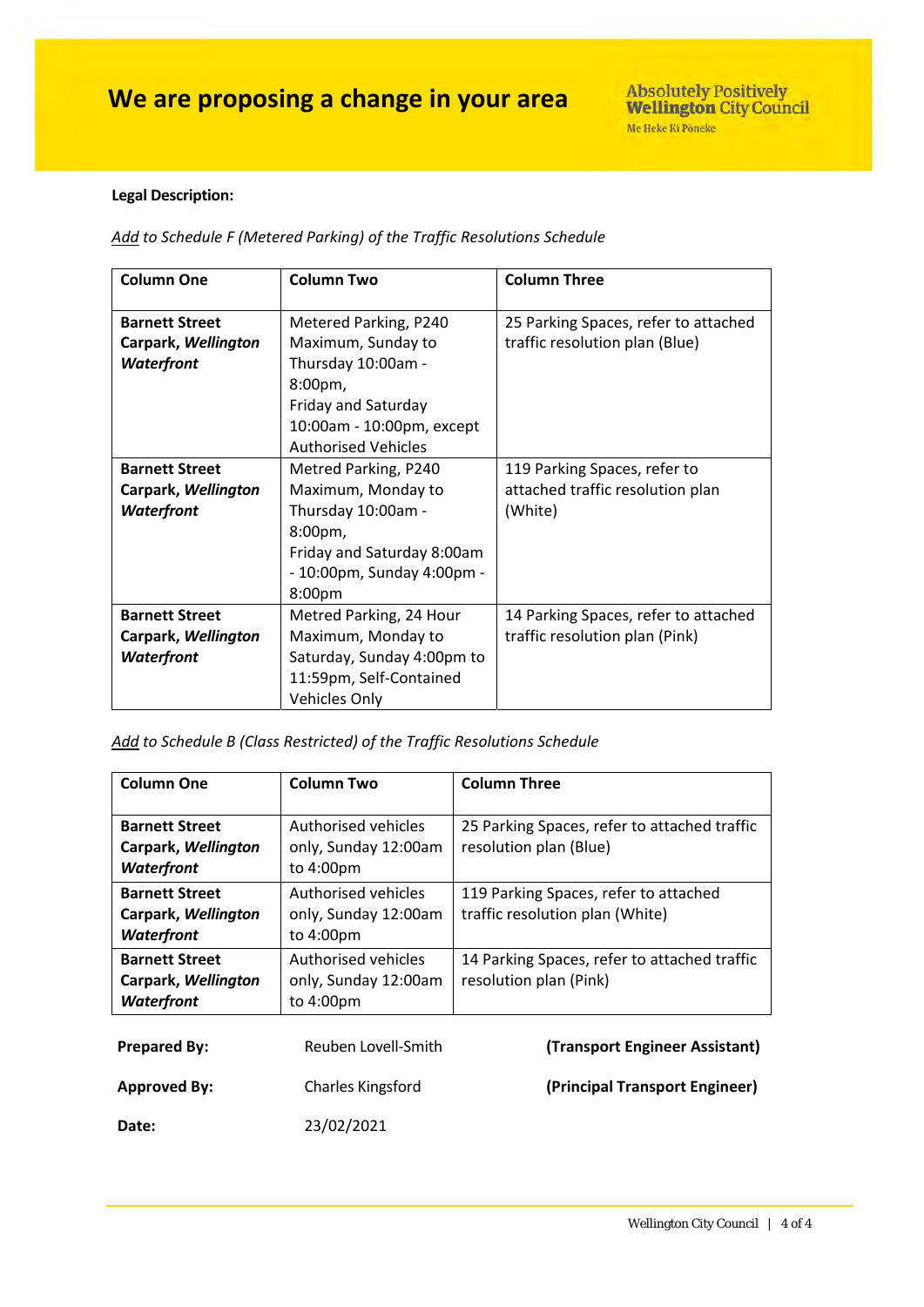# We are proposing a change in your area

Absolutely Positively **Wellington** City Council
Me Heke Ki Pōneke

**Legal Description:**

*Add to Schedule F (Metered Parking) of the Traffic Resolutions Schedule*

| Column One | Column Two | Column Three |
|---|---|---|
| **Barnett Street Carpark, *Wellington Waterfront*** | Metered Parking, P240 Maximum, Sunday to Thursday 10:00am - 8:00pm, Friday and Saturday 10:00am - 10:00pm, except Authorised Vehicles | 25 Parking Spaces, refer to attached traffic resolution plan (Blue) |
| **Barnett Street Carpark, *Wellington Waterfront*** | Metred Parking, P240 Maximum, Monday to Thursday 10:00am - 8:00pm, Friday and Saturday 8:00am - 10:00pm, Sunday 4:00pm - 8:00pm | 119 Parking Spaces, refer to attached traffic resolution plan (White) |
| **Barnett Street Carpark, *Wellington Waterfront*** | Metred Parking, 24 Hour Maximum, Monday to Saturday, Sunday 4:00pm to 11:59pm, Self-Contained Vehicles Only | 14 Parking Spaces, refer to attached traffic resolution plan (Pink) |

*Add to Schedule B (Class Restricted) of the Traffic Resolutions Schedule*

| Column One | Column Two | Column Three |
|---|---|---|
| **Barnett Street Carpark, *Wellington Waterfront*** | Authorised vehicles only, Sunday 12:00am to 4:00pm | 25 Parking Spaces, refer to attached traffic resolution plan (Blue) |
| **Barnett Street Carpark, *Wellington Waterfront*** | Authorised vehicles only, Sunday 12:00am to 4:00pm | 119 Parking Spaces, refer to attached traffic resolution plan (White) |
| **Barnett Street Carpark, *Wellington Waterfront*** | Authorised vehicles only, Sunday 12:00am to 4:00pm | 14 Parking Spaces, refer to attached traffic resolution plan (Pink) |

**Prepared By:** Reuben Lovell-Smith **(Transport Engineer Assistant)**

**Approved By:** Charles Kingsford **(Principal Transport Engineer)**

**Date:** 23/02/2021